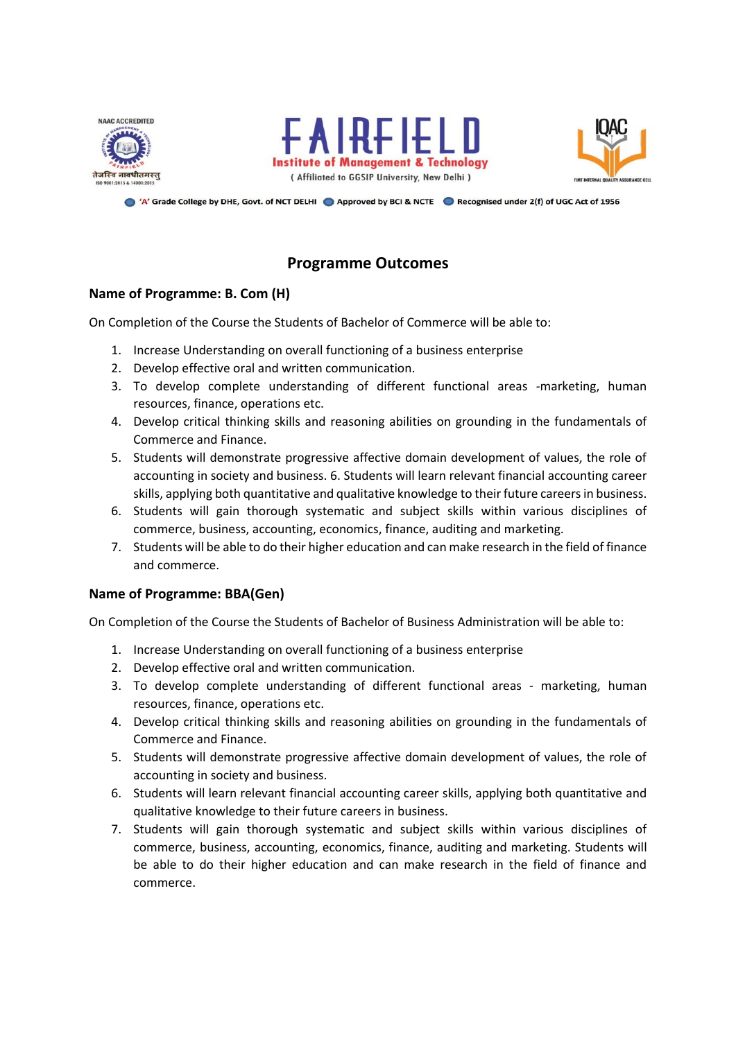NAAC ACCREDITED

तेजस्वि नावधीतमस्तु

ISO 9001:2015 & 14001:2015

# FAIRFIELD

**Institute of Management & Technology**

( Affiliated to GGSIP University, New Delhi )

IQAC

FIMT INTERNAL QUALITY ASSURANCE CELL

'A' Grade College by DHE, Govt. of NCT DELHI • Approved by BCI & NCTE • Recognised under 2(f) of UGC Act of 1956

## Programme Outcomes

### Name of Programme: B. Com (H)

On Completion of the Course the Students of Bachelor of Commerce will be able to:

1. Increase Understanding on overall functioning of a business enterprise
2. Develop effective oral and written communication.
3. To develop complete understanding of different functional areas -marketing, human resources, finance, operations etc.
4. Develop critical thinking skills and reasoning abilities on grounding in the fundamentals of Commerce and Finance.
5. Students will demonstrate progressive affective domain development of values, the role of accounting in society and business. 6. Students will learn relevant financial accounting career skills, applying both quantitative and qualitative knowledge to their future careers in business.
6. Students will gain thorough systematic and subject skills within various disciplines of commerce, business, accounting, economics, finance, auditing and marketing.
7. Students will be able to do their higher education and can make research in the field of finance and commerce.

### Name of Programme: BBA(Gen)

On Completion of the Course the Students of Bachelor of Business Administration will be able to:

1. Increase Understanding on overall functioning of a business enterprise
2. Develop effective oral and written communication.
3. To develop complete understanding of different functional areas - marketing, human resources, finance, operations etc.
4. Develop critical thinking skills and reasoning abilities on grounding in the fundamentals of Commerce and Finance.
5. Students will demonstrate progressive affective domain development of values, the role of accounting in society and business.
6. Students will learn relevant financial accounting career skills, applying both quantitative and qualitative knowledge to their future careers in business.
7. Students will gain thorough systematic and subject skills within various disciplines of commerce, business, accounting, economics, finance, auditing and marketing. Students will be able to do their higher education and can make research in the field of finance and commerce.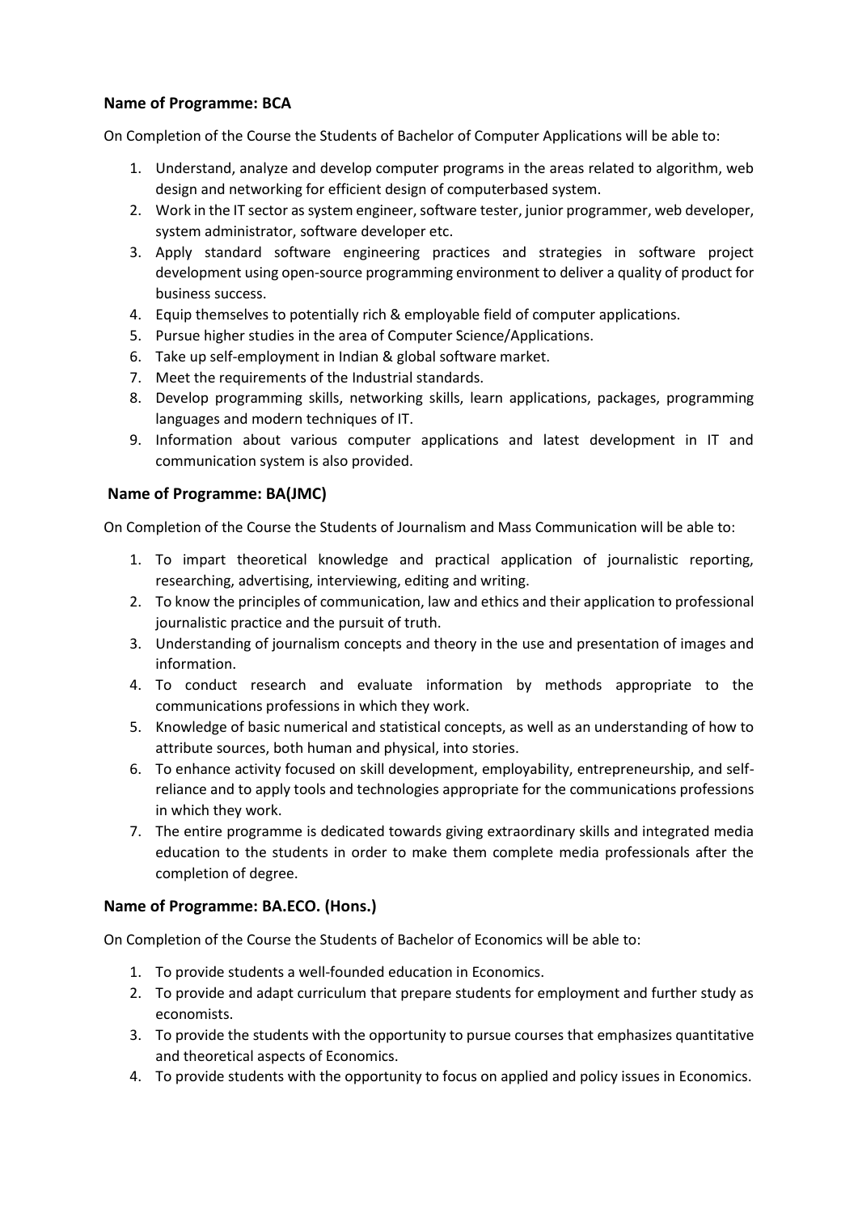**Name of Programme: BCA**

On Completion of the Course the Students of Bachelor of Computer Applications will be able to:

1. Understand, analyze and develop computer programs in the areas related to algorithm, web design and networking for efficient design of computerbased system.
2. Work in the IT sector as system engineer, software tester, junior programmer, web developer, system administrator, software developer etc.
3. Apply standard software engineering practices and strategies in software project development using open-source programming environment to deliver a quality of product for business success.
4. Equip themselves to potentially rich & employable field of computer applications.
5. Pursue higher studies in the area of Computer Science/Applications.
6. Take up self-employment in Indian & global software market.
7. Meet the requirements of the Industrial standards.
8. Develop programming skills, networking skills, learn applications, packages, programming languages and modern techniques of IT.
9. Information about various computer applications and latest development in IT and communication system is also provided.

**Name of Programme: BA(JMC)**

On Completion of the Course the Students of Journalism and Mass Communication will be able to:

1. To impart theoretical knowledge and practical application of journalistic reporting, researching, advertising, interviewing, editing and writing.
2. To know the principles of communication, law and ethics and their application to professional journalistic practice and the pursuit of truth.
3. Understanding of journalism concepts and theory in the use and presentation of images and information.
4. To conduct research and evaluate information by methods appropriate to the communications professions in which they work.
5. Knowledge of basic numerical and statistical concepts, as well as an understanding of how to attribute sources, both human and physical, into stories.
6. To enhance activity focused on skill development, employability, entrepreneurship, and self-reliance and to apply tools and technologies appropriate for the communications professions in which they work.
7. The entire programme is dedicated towards giving extraordinary skills and integrated media education to the students in order to make them complete media professionals after the completion of degree.

**Name of Programme: BA.ECO. (Hons.)**

On Completion of the Course the Students of Bachelor of Economics will be able to:

1. To provide students a well-founded education in Economics.
2. To provide and adapt curriculum that prepare students for employment and further study as economists.
3. To provide the students with the opportunity to pursue courses that emphasizes quantitative and theoretical aspects of Economics.
4. To provide students with the opportunity to focus on applied and policy issues in Economics.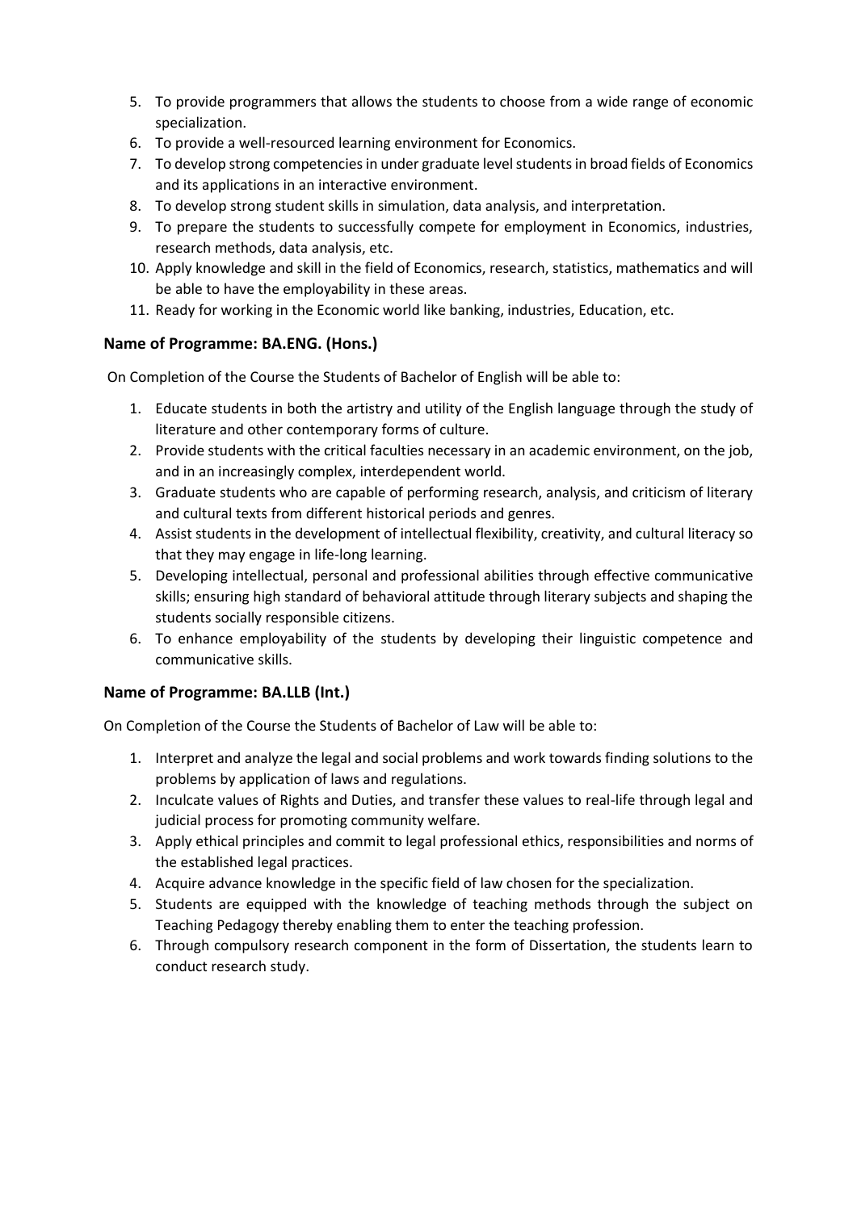5. To provide programmers that allows the students to choose from a wide range of economic specialization.
6. To provide a well-resourced learning environment for Economics.
7. To develop strong competencies in under graduate level students in broad fields of Economics and its applications in an interactive environment.
8. To develop strong student skills in simulation, data analysis, and interpretation.
9. To prepare the students to successfully compete for employment in Economics, industries, research methods, data analysis, etc.
10. Apply knowledge and skill in the field of Economics, research, statistics, mathematics and will be able to have the employability in these areas.
11. Ready for working in the Economic world like banking, industries, Education, etc.

### Name of Programme: BA.ENG. (Hons.)

On Completion of the Course the Students of Bachelor of English will be able to:

1. Educate students in both the artistry and utility of the English language through the study of literature and other contemporary forms of culture.
2. Provide students with the critical faculties necessary in an academic environment, on the job, and in an increasingly complex, interdependent world.
3. Graduate students who are capable of performing research, analysis, and criticism of literary and cultural texts from different historical periods and genres.
4. Assist students in the development of intellectual flexibility, creativity, and cultural literacy so that they may engage in life-long learning.
5. Developing intellectual, personal and professional abilities through effective communicative skills; ensuring high standard of behavioral attitude through literary subjects and shaping the students socially responsible citizens.
6. To enhance employability of the students by developing their linguistic competence and communicative skills.

### Name of Programme: BA.LLB (Int.)

On Completion of the Course the Students of Bachelor of Law will be able to:

1. Interpret and analyze the legal and social problems and work towards finding solutions to the problems by application of laws and regulations.
2. Inculcate values of Rights and Duties, and transfer these values to real-life through legal and judicial process for promoting community welfare.
3. Apply ethical principles and commit to legal professional ethics, responsibilities and norms of the established legal practices.
4. Acquire advance knowledge in the specific field of law chosen for the specialization.
5. Students are equipped with the knowledge of teaching methods through the subject on Teaching Pedagogy thereby enabling them to enter the teaching profession.
6. Through compulsory research component in the form of Dissertation, the students learn to conduct research study.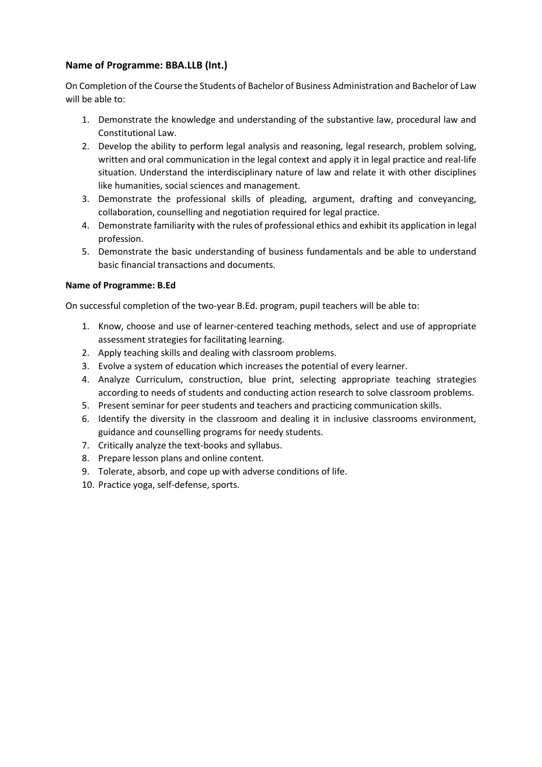### Name of Programme: BBA.LLB (Int.)

On Completion of the Course the Students of Bachelor of Business Administration and Bachelor of Law will be able to:

1. Demonstrate the knowledge and understanding of the substantive law, procedural law and Constitutional Law.
2. Develop the ability to perform legal analysis and reasoning, legal research, problem solving, written and oral communication in the legal context and apply it in legal practice and real-life situation. Understand the interdisciplinary nature of law and relate it with other disciplines like humanities, social sciences and management.
3. Demonstrate the professional skills of pleading, argument, drafting and conveyancing, collaboration, counselling and negotiation required for legal practice.
4. Demonstrate familiarity with the rules of professional ethics and exhibit its application in legal profession.
5. Demonstrate the basic understanding of business fundamentals and be able to understand basic financial transactions and documents.

**Name of Programme: B.Ed**

On successful completion of the two-year B.Ed. program, pupil teachers will be able to:

1. Know, choose and use of learner-centered teaching methods, select and use of appropriate assessment strategies for facilitating learning.
2. Apply teaching skills and dealing with classroom problems.
3. Evolve a system of education which increases the potential of every learner.
4. Analyze Curriculum, construction, blue print, selecting appropriate teaching strategies according to needs of students and conducting action research to solve classroom problems.
5. Present seminar for peer students and teachers and practicing communication skills.
6. Identify the diversity in the classroom and dealing it in inclusive classrooms environment, guidance and counselling programs for needy students.
7. Critically analyze the text-books and syllabus.
8. Prepare lesson plans and online content.
9. Tolerate, absorb, and cope up with adverse conditions of life.
10. Practice yoga, self-defense, sports.